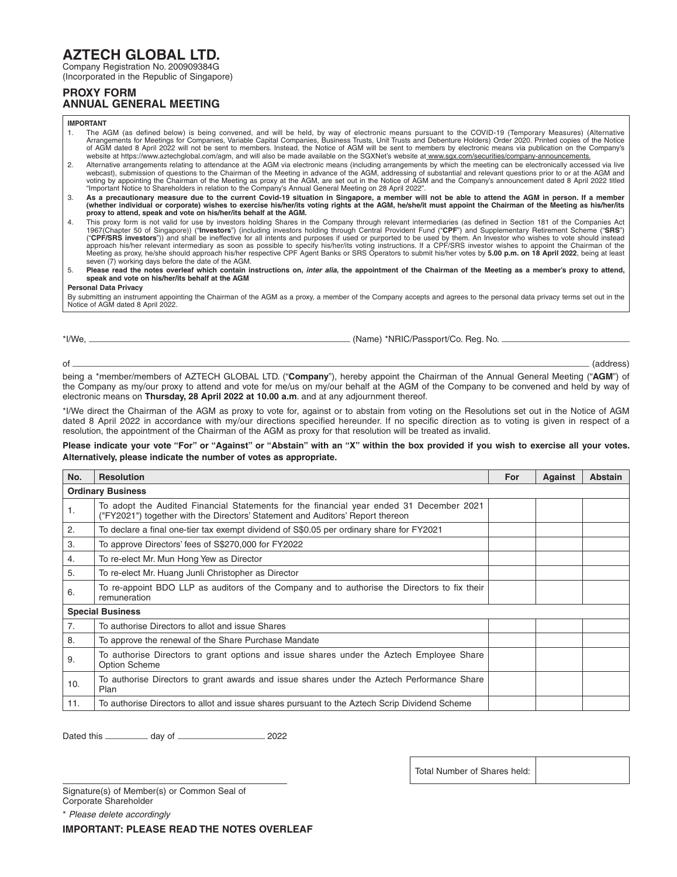# AZTECH GLOBAL LTD.

Company Registration No. 200909384G
(Incorporated in the Republic of Singapore)

## PROXY FORM
## ANNUAL GENERAL MEETING

**IMPORTANT**

1. The AGM (as defined below) is being convened, and will be held, by way of electronic means pursuant to the COVID-19 (Temporary Measures) (Alternative Arrangements for Meetings for Companies, Variable Capital Companies, Business Trusts, Unit Trusts and Debenture Holders) Order 2020. Printed copies of the Notice of AGM dated 8 April 2022 will not be sent to members. Instead, the Notice of AGM will be sent to members by electronic means via publication on the Company's website at https://www.aztechglobal.com/agm, and will also be made available on the SGXNet's website at www.sgx.com/securities/company-announcements.
2. Alternative arrangements relating to attendance at the AGM via electronic means (including arrangements by which the meeting can be electronically accessed via live webcast), submission of questions to the Chairman of the Meeting in advance of the AGM, addressing of substantial and relevant questions prior to or at the AGM and voting by appointing the Chairman of the Meeting as proxy at the AGM, are set out in the Notice of AGM and the Company's announcement dated 8 April 2022 titled "Important Notice to Shareholders in relation to the Company's Annual General Meeting on 28 April 2022".
3. **As a precautionary measure due to the current Covid-19 situation in Singapore, a member will not be able to attend the AGM in person. If a member (whether individual or corporate) wishes to exercise his/her/its voting rights at the AGM, he/she/it must appoint the Chairman of the Meeting as his/her/its proxy to attend, speak and vote on his/her/its behalf at the AGM.**
4. This proxy form is not valid for use by investors holding Shares in the Company through relevant intermediaries (as defined in Section 181 of the Companies Act 1967(Chapter 50 of Singapore)) ("**Investors**") (including investors holding through Central Provident Fund ("**CPF**") and Supplementary Retirement Scheme ("**SRS**") ("**CPF/SRS investors**")) and shall be ineffective for all intents and purposes if used or purported to be used by them. An Investor who wishes to vote should instead approach his/her relevant intermediary as soon as possible to specify his/her/its voting instructions. If a CPF/SRS investor wishes to appoint the Chairman of the Meeting as proxy, he/she should approach his/her respective CPF Agent Banks or SRS Operators to submit his/her votes by **5.00 p.m. on 18 April 2022**, being at least seven (7) working days before the date of the AGM.
5. **Please read the notes overleaf which contain instructions on, *inter alia*, the appointment of the Chairman of the Meeting as a member's proxy to attend, speak and vote on his/her/its behalf at the AGM**

**Personal Data Privacy**

By submitting an instrument appointing the Chairman of the AGM as a proxy, a member of the Company accepts and agrees to the personal data privacy terms set out in the Notice of AGM dated 8 April 2022.

*I/We, ______________________________ (Name) *NRIC/Passport/Co. Reg. No. ______________________

of ____________________________________________________________ (address)

being a *member/members of AZTECH GLOBAL LTD. ("**Company**"), hereby appoint the Chairman of the Annual General Meeting ("**AGM**") of the Company as my/our proxy to attend and vote for me/us on my/our behalf at the AGM of the Company to be convened and held by way of electronic means on **Thursday, 28 April 2022 at 10.00 a.m**. and at any adjournment thereof.

*I/We direct the Chairman of the AGM as proxy to vote for, against or to abstain from voting on the Resolutions set out in the Notice of AGM dated 8 April 2022 in accordance with my/our directions specified hereunder. If no specific direction as to voting is given in respect of a resolution, the appointment of the Chairman of the AGM as proxy for that resolution will be treated as invalid.

**Please indicate your vote "For" or "Against" or "Abstain" with an "X" within the box provided if you wish to exercise all your votes. Alternatively, please indicate the number of votes as appropriate.**

| No. | Resolution | For | Against | Abstain |
|---|---|---|---|---|
| **Ordinary Business** | | | | |
| 1. | To adopt the Audited Financial Statements for the financial year ended 31 December 2021 ("FY2021") together with the Directors' Statement and Auditors' Report thereon | | | |
| 2. | To declare a final one-tier tax exempt dividend of S$0.05 per ordinary share for FY2021 | | | |
| 3. | To approve Directors' fees of S$270,000 for FY2022 | | | |
| 4. | To re-elect Mr. Mun Hong Yew as Director | | | |
| 5. | To re-elect Mr. Huang Junli Christopher as Director | | | |
| 6. | To re-appoint BDO LLP as auditors of the Company and to authorise the Directors to fix their remuneration | | | |
| **Special Business** | | | | |
| 7. | To authorise Directors to allot and issue Shares | | | |
| 8. | To approve the renewal of the Share Purchase Mandate | | | |
| 9. | To authorise Directors to grant options and issue shares under the Aztech Employee Share Option Scheme | | | |
| 10. | To authorise Directors to grant awards and issue shares under the Aztech Performance Share Plan | | | |
| 11. | To authorise Directors to allot and issue shares pursuant to the Aztech Scrip Dividend Scheme | | | |

Dated this ________ day of ________________ 2022

| Total Number of Shares held: | |
|---|---|

______________________________
Signature(s) of Member(s) or Common Seal of Corporate Shareholder

\* *Please delete accordingly*

**IMPORTANT: PLEASE READ THE NOTES OVERLEAF**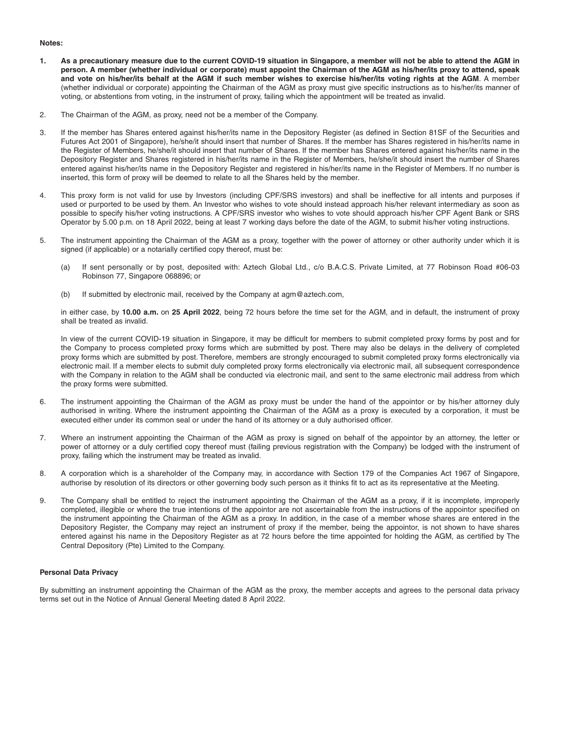**Notes:**

1. **As a precautionary measure due to the current COVID-19 situation in Singapore, a member will not be able to attend the AGM in person. A member (whether individual or corporate) must appoint the Chairman of the AGM as his/her/its proxy to attend, speak and vote on his/her/its behalf at the AGM if such member wishes to exercise his/her/its voting rights at the AGM**. A member (whether individual or corporate) appointing the Chairman of the AGM as proxy must give specific instructions as to his/her/its manner of voting, or abstentions from voting, in the instrument of proxy, failing which the appointment will be treated as invalid.

2. The Chairman of the AGM, as proxy, need not be a member of the Company.

3. If the member has Shares entered against his/her/its name in the Depository Register (as defined in Section 81SF of the Securities and Futures Act 2001 of Singapore), he/she/it should insert that number of Shares. If the member has Shares registered in his/her/its name in the Register of Members, he/she/it should insert that number of Shares. If the member has Shares entered against his/her/its name in the Depository Register and Shares registered in his/her/its name in the Register of Members, he/she/it should insert the number of Shares entered against his/her/its name in the Depository Register and registered in his/her/its name in the Register of Members. If no number is inserted, this form of proxy will be deemed to relate to all the Shares held by the member.

4. This proxy form is not valid for use by Investors (including CPF/SRS investors) and shall be ineffective for all intents and purposes if used or purported to be used by them. An Investor who wishes to vote should instead approach his/her relevant intermediary as soon as possible to specify his/her voting instructions. A CPF/SRS investor who wishes to vote should approach his/her CPF Agent Bank or SRS Operator by 5.00 p.m. on 18 April 2022, being at least 7 working days before the date of the AGM, to submit his/her voting instructions.

5. The instrument appointing the Chairman of the AGM as a proxy, together with the power of attorney or other authority under which it is signed (if applicable) or a notarially certified copy thereof, must be:

   (a) If sent personally or by post, deposited with: Aztech Global Ltd., c/o B.A.C.S. Private Limited, at 77 Robinson Road #06-03 Robinson 77, Singapore 068896; or

   (b) If submitted by electronic mail, received by the Company at agm@aztech.com,

   in either case, by **10.00 a.m.** on **25 April 2022**, being 72 hours before the time set for the AGM, and in default, the instrument of proxy shall be treated as invalid.

   In view of the current COVID-19 situation in Singapore, it may be difficult for members to submit completed proxy forms by post and for the Company to process completed proxy forms which are submitted by post. There may also be delays in the delivery of completed proxy forms which are submitted by post. Therefore, members are strongly encouraged to submit completed proxy forms electronically via electronic mail. If a member elects to submit duly completed proxy forms electronically via electronic mail, all subsequent correspondence with the Company in relation to the AGM shall be conducted via electronic mail, and sent to the same electronic mail address from which the proxy forms were submitted.

6. The instrument appointing the Chairman of the AGM as proxy must be under the hand of the appointor or by his/her attorney duly authorised in writing. Where the instrument appointing the Chairman of the AGM as a proxy is executed by a corporation, it must be executed either under its common seal or under the hand of its attorney or a duly authorised officer.

7. Where an instrument appointing the Chairman of the AGM as proxy is signed on behalf of the appointor by an attorney, the letter or power of attorney or a duly certified copy thereof must (failing previous registration with the Company) be lodged with the instrument of proxy, failing which the instrument may be treated as invalid.

8. A corporation which is a shareholder of the Company may, in accordance with Section 179 of the Companies Act 1967 of Singapore, authorise by resolution of its directors or other governing body such person as it thinks fit to act as its representative at the Meeting.

9. The Company shall be entitled to reject the instrument appointing the Chairman of the AGM as a proxy, if it is incomplete, improperly completed, illegible or where the true intentions of the appointor are not ascertainable from the instructions of the appointor specified on the instrument appointing the Chairman of the AGM as a proxy. In addition, in the case of a member whose shares are entered in the Depository Register, the Company may reject an instrument of proxy if the member, being the appointor, is not shown to have shares entered against his name in the Depository Register as at 72 hours before the time appointed for holding the AGM, as certified by The Central Depository (Pte) Limited to the Company.

**Personal Data Privacy**

By submitting an instrument appointing the Chairman of the AGM as the proxy, the member accepts and agrees to the personal data privacy terms set out in the Notice of Annual General Meeting dated 8 April 2022.